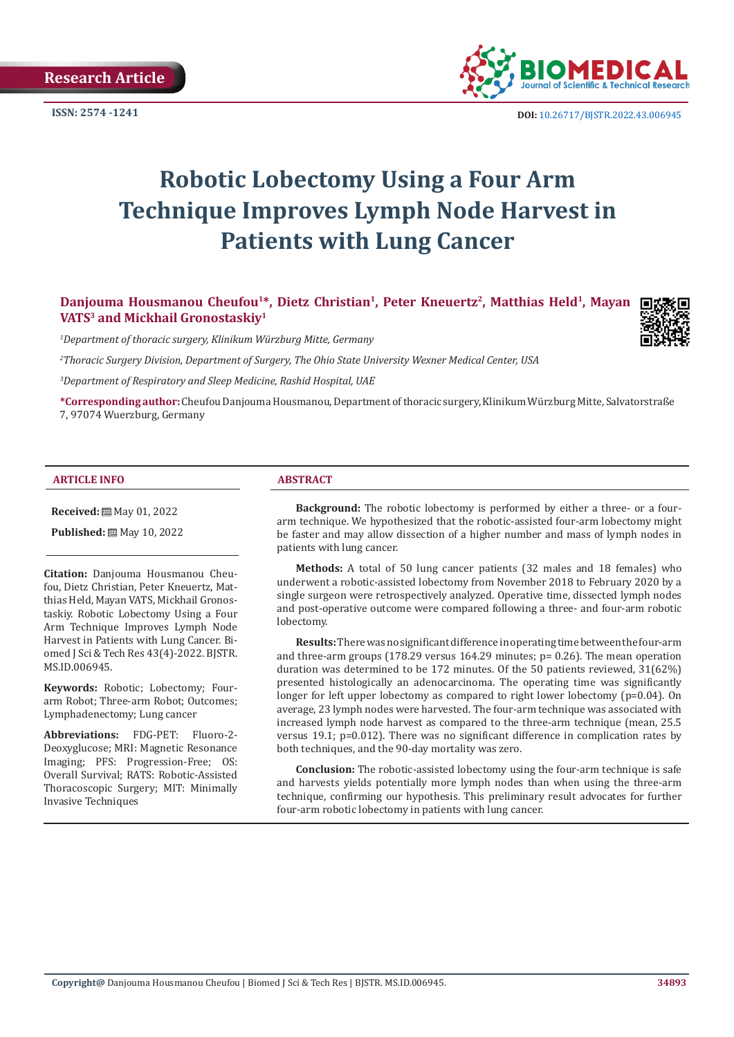Research Article

ISSN: 2574 -1241

DOI: 10.26717/BJSTR.2022.43.006945

# Robotic Lobectomy Using a Four Arm Technique Improves Lymph Node Harvest in Patients with Lung Cancer

**Danjouma Housmanou Cheufou[1]*, Dietz Christian[1], Peter Kneuertz[2], Matthias Held[1], Mayan VATS[3] and Mickhail Gronostaskiy[1]**

[1]*Department of thoracic surgery, Klinikum Würzburg Mitte, Germany*

[2]*Thoracic Surgery Division, Department of Surgery, The Ohio State University Wexner Medical Center, USA*

[3]*Department of Respiratory and Sleep Medicine, Rashid Hospital, UAE*

**\*Corresponding author:** Cheufou Danjouma Housmanou, Department of thoracic surgery, Klinikum Würzburg Mitte, Salvatorstraße 7, 97074 Wuerzburg, Germany

## ARTICLE INFO

**Received:** May 01, 2022

**Published:** May 10, 2022

**Citation:** Danjouma Housmanou Cheufou, Dietz Christian, Peter Kneuertz, Matthias Held, Mayan VATS, Mickhail Gronostaskiy. Robotic Lobectomy Using a Four Arm Technique Improves Lymph Node Harvest in Patients with Lung Cancer. Biomed J Sci & Tech Res 43(4)-2022. BJSTR. MS.ID.006945.

**Keywords:** Robotic; Lobectomy; Four-arm Robot; Three-arm Robot; Outcomes; Lymphadenectomy; Lung cancer

**Abbreviations:** FDG-PET: Fluoro-2-Deoxyglucose; MRI: Magnetic Resonance Imaging; PFS: Progression-Free; OS: Overall Survival; RATS: Robotic-Assisted Thoracoscopic Surgery; MIT: Minimally Invasive Techniques

## ABSTRACT

**Background:** The robotic lobectomy is performed by either a three- or a four-arm technique. We hypothesized that the robotic-assisted four-arm lobectomy might be faster and may allow dissection of a higher number and mass of lymph nodes in patients with lung cancer.

**Methods:** A total of 50 lung cancer patients (32 males and 18 females) who underwent a robotic-assisted lobectomy from November 2018 to February 2020 by a single surgeon were retrospectively analyzed. Operative time, dissected lymph nodes and post-operative outcome were compared following a three- and four-arm robotic lobectomy.

**Results:** There was no significant difference in operating time between the four-arm and three-arm groups (178.29 versus 164.29 minutes; p= 0.26). The mean operation duration was determined to be 172 minutes. Of the 50 patients reviewed, 31(62%) presented histologically an adenocarcinoma. The operating time was significantly longer for left upper lobectomy as compared to right lower lobectomy (p=0.04). On average, 23 lymph nodes were harvested. The four-arm technique was associated with increased lymph node harvest as compared to the three-arm technique (mean, 25.5 versus 19.1; p=0.012). There was no significant difference in complication rates by both techniques, and the 90-day mortality was zero.

**Conclusion:** The robotic-assisted lobectomy using the four-arm technique is safe and harvests yields potentially more lymph nodes than when using the three-arm technique, confirming our hypothesis. This preliminary result advocates for further four-arm robotic lobectomy in patients with lung cancer.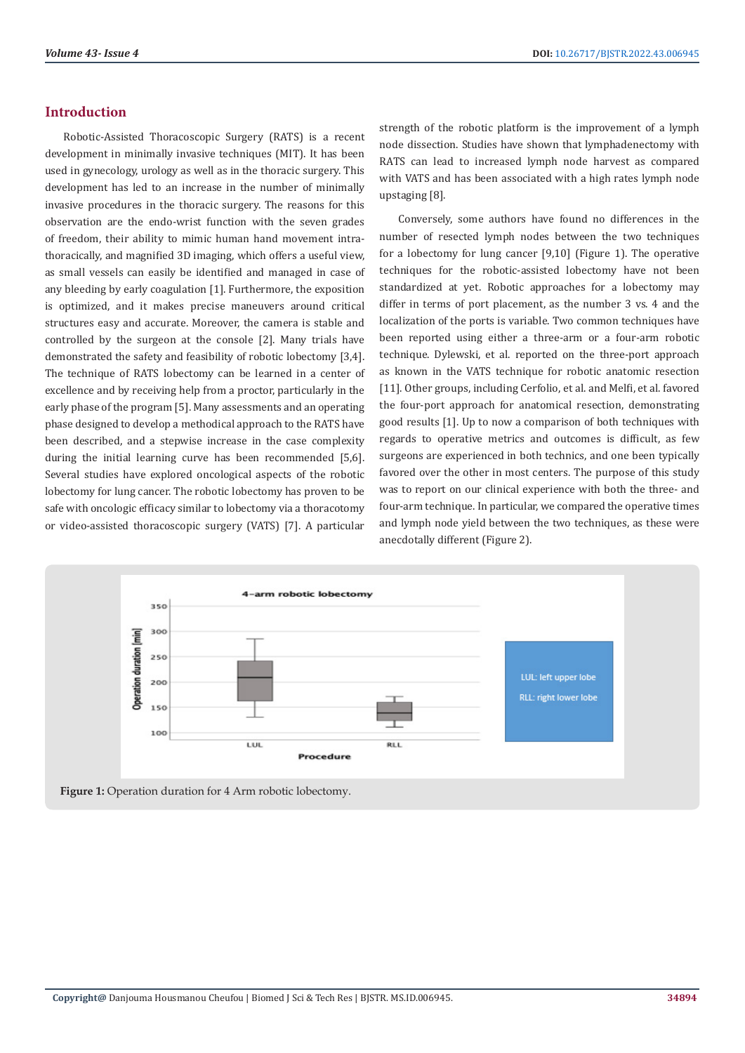## Introduction

Robotic-Assisted Thoracoscopic Surgery (RATS) is a recent development in minimally invasive techniques (MIT). It has been used in gynecology, urology as well as in the thoracic surgery. This development has led to an increase in the number of minimally invasive procedures in the thoracic surgery. The reasons for this observation are the endo-wrist function with the seven grades of freedom, their ability to mimic human hand movement intra-thoracically, and magnified 3D imaging, which offers a useful view, as small vessels can easily be identified and managed in case of any bleeding by early coagulation [1]. Furthermore, the exposition is optimized, and it makes precise maneuvers around critical structures easy and accurate. Moreover, the camera is stable and controlled by the surgeon at the console [2]. Many trials have demonstrated the safety and feasibility of robotic lobectomy [3,4]. The technique of RATS lobectomy can be learned in a center of excellence and by receiving help from a proctor, particularly in the early phase of the program [5]. Many assessments and an operating phase designed to develop a methodical approach to the RATS have been described, and a stepwise increase in the case complexity during the initial learning curve has been recommended [5,6]. Several studies have explored oncological aspects of the robotic lobectomy for lung cancer. The robotic lobectomy has proven to be safe with oncologic efficacy similar to lobectomy via a thoracotomy or video-assisted thoracoscopic surgery (VATS) [7]. A particular strength of the robotic platform is the improvement of a lymph node dissection. Studies have shown that lymphadenectomy with RATS can lead to increased lymph node harvest as compared with VATS and has been associated with a high rates lymph node upstaging [8].

Conversely, some authors have found no differences in the number of resected lymph nodes between the two techniques for a lobectomy for lung cancer [9,10] (Figure 1). The operative techniques for the robotic-assisted lobectomy have not been standardized at yet. Robotic approaches for a lobectomy may differ in terms of port placement, as the number 3 vs. 4 and the localization of the ports is variable. Two common techniques have been reported using either a three-arm or a four-arm robotic technique. Dylewski, et al. reported on the three-port approach as known in the VATS technique for robotic anatomic resection [11]. Other groups, including Cerfolio, et al. and Melfi, et al. favored the four-port approach for anatomical resection, demonstrating good results [1]. Up to now a comparison of both techniques with regards to operative metrics and outcomes is difficult, as few surgeons are experienced in both technics, and one been typically favored over the other in most centers. The purpose of this study was to report on our clinical experience with both the three- and four-arm technique. In particular, we compared the operative times and lymph node yield between the two techniques, as these were anecdotally different (Figure 2).

**Figure 1:** Operation duration for 4 Arm robotic lobectomy.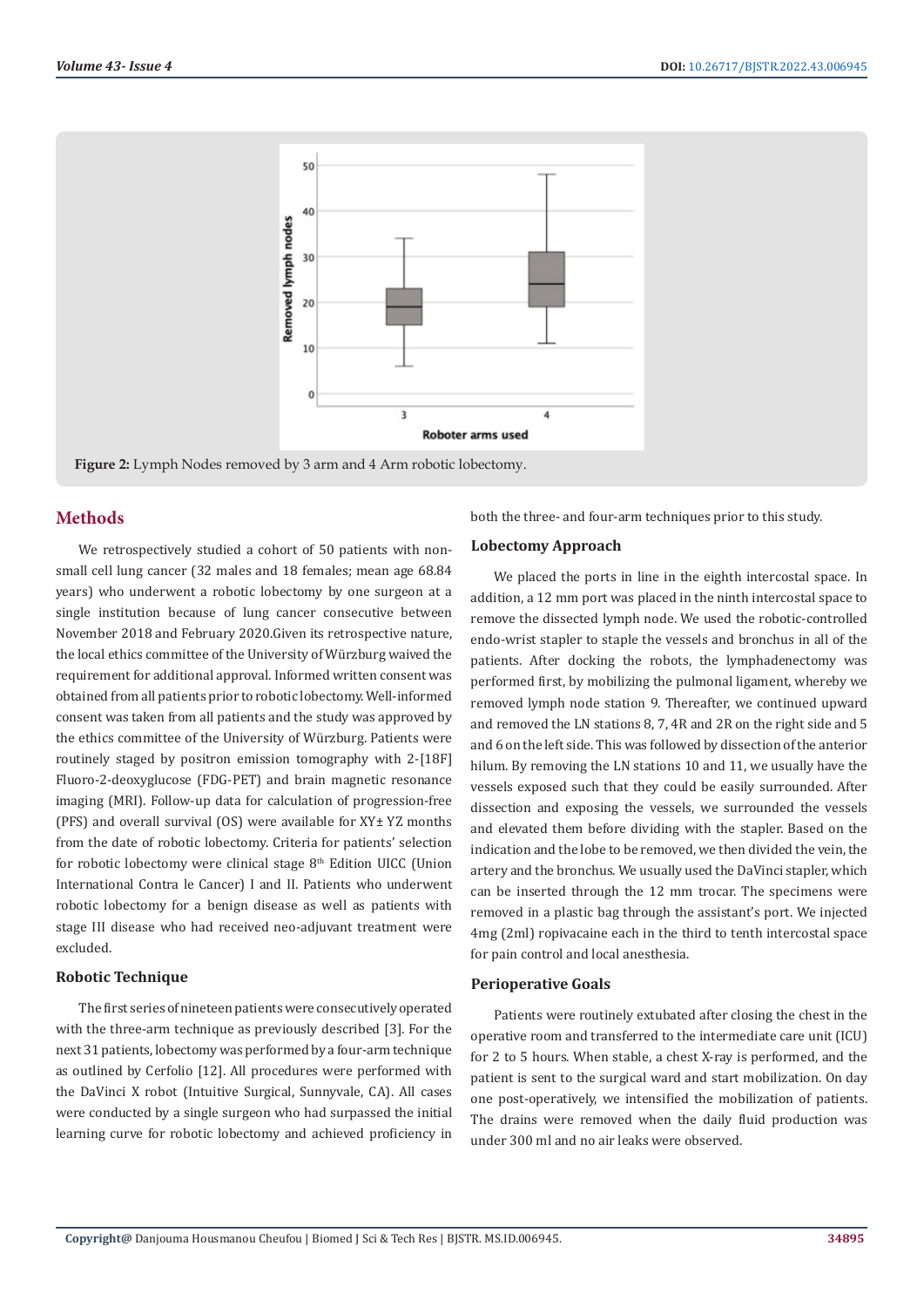Figure 2: Lymph Nodes removed by 3 arm and 4 Arm robotic lobectomy.

## Methods

We retrospectively studied a cohort of 50 patients with non-small cell lung cancer (32 males and 18 females; mean age 68.84 years) who underwent a robotic lobectomy by one surgeon at a single institution because of lung cancer consecutive between November 2018 and February 2020.Given its retrospective nature, the local ethics committee of the University of Würzburg waived the requirement for additional approval. Informed written consent was obtained from all patients prior to robotic lobectomy. Well-informed consent was taken from all patients and the study was approved by the ethics committee of the University of Würzburg. Patients were routinely staged by positron emission tomography with 2-[18F] Fluoro-2-deoxyglucose (FDG-PET) and brain magnetic resonance imaging (MRI). Follow-up data for calculation of progression-free (PFS) and overall survival (OS) were available for XY± YZ months from the date of robotic lobectomy. Criteria for patients' selection for robotic lobectomy were clinical stage 8th Edition UICC (Union International Contra le Cancer) I and II. Patients who underwent robotic lobectomy for a benign disease as well as patients with stage III disease who had received neo-adjuvant treatment were excluded.

### Robotic Technique

The first series of nineteen patients were consecutively operated with the three-arm technique as previously described [3]. For the next 31 patients, lobectomy was performed by a four-arm technique as outlined by Cerfolio [12]. All procedures were performed with the DaVinci X robot (Intuitive Surgical, Sunnyvale, CA). All cases were conducted by a single surgeon who had surpassed the initial learning curve for robotic lobectomy and achieved proficiency in both the three- and four-arm techniques prior to this study.

### Lobectomy Approach

We placed the ports in line in the eighth intercostal space. In addition, a 12 mm port was placed in the ninth intercostal space to remove the dissected lymph node. We used the robotic-controlled endo-wrist stapler to staple the vessels and bronchus in all of the patients. After docking the robots, the lymphadenectomy was performed first, by mobilizing the pulmonal ligament, whereby we removed lymph node station 9. Thereafter, we continued upward and removed the LN stations 8, 7, 4R and 2R on the right side and 5 and 6 on the left side. This was followed by dissection of the anterior hilum. By removing the LN stations 10 and 11, we usually have the vessels exposed such that they could be easily surrounded. After dissection and exposing the vessels, we surrounded the vessels and elevated them before dividing with the stapler. Based on the indication and the lobe to be removed, we then divided the vein, the artery and the bronchus. We usually used the DaVinci stapler, which can be inserted through the 12 mm trocar. The specimens were removed in a plastic bag through the assistant's port. We injected 4mg (2ml) ropivacaine each in the third to tenth intercostal space for pain control and local anesthesia.

### Perioperative Goals

Patients were routinely extubated after closing the chest in the operative room and transferred to the intermediate care unit (ICU) for 2 to 5 hours. When stable, a chest X-ray is performed, and the patient is sent to the surgical ward and start mobilization. On day one post-operatively, we intensified the mobilization of patients. The drains were removed when the daily fluid production was under 300 ml and no air leaks were observed.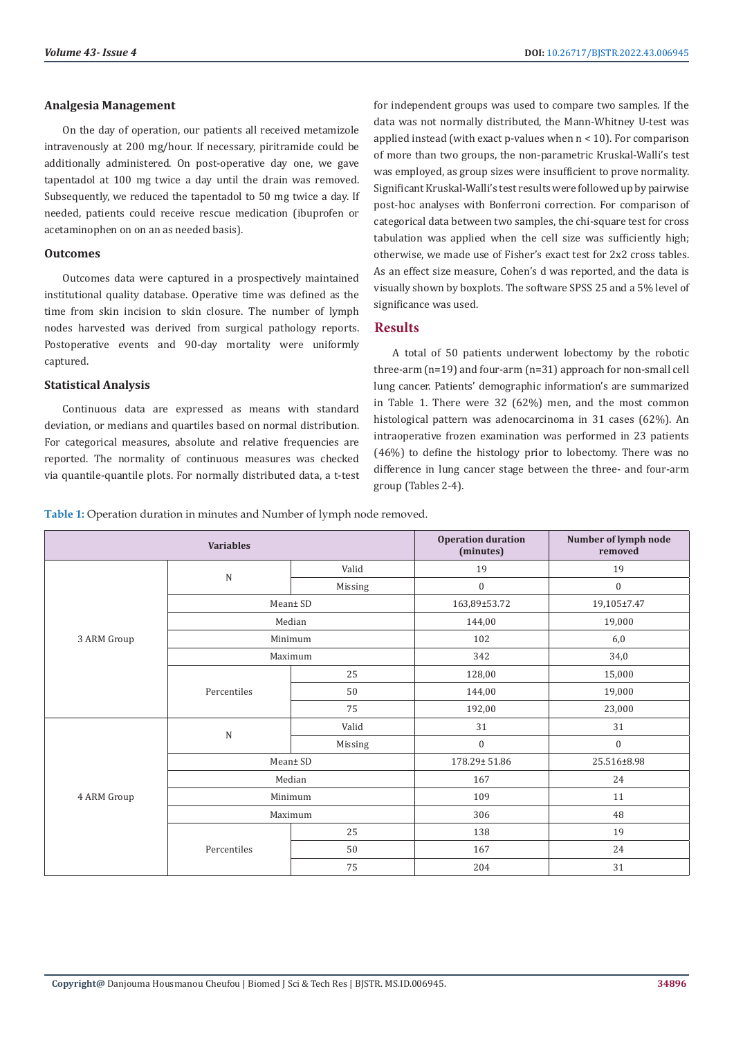### Analgesia Management

On the day of operation, our patients all received metamizole intravenously at 200 mg/hour. If necessary, piritramide could be additionally administered. On post-operative day one, we gave tapentadol at 100 mg twice a day until the drain was removed. Subsequently, we reduced the tapentadol to 50 mg twice a day. If needed, patients could receive rescue medication (ibuprofen or acetaminophen on on an as needed basis).

### Outcomes

Outcomes data were captured in a prospectively maintained institutional quality database. Operative time was defined as the time from skin incision to skin closure. The number of lymph nodes harvested was derived from surgical pathology reports. Postoperative events and 90-day mortality were uniformly captured.

### Statistical Analysis

Continuous data are expressed as means with standard deviation, or medians and quartiles based on normal distribution. For categorical measures, absolute and relative frequencies are reported. The normality of continuous measures was checked via quantile-quantile plots. For normally distributed data, a t-test for independent groups was used to compare two samples. If the data was not normally distributed, the Mann-Whitney U-test was applied instead (with exact p-values when $n < 10$). For comparison of more than two groups, the non-parametric Kruskal-Walli's test was employed, as group sizes were insufficient to prove normality. Significant Kruskal-Walli's test results were followed up by pairwise post-hoc analyses with Bonferroni correction. For comparison of categorical data between two samples, the chi-square test for cross tabulation was applied when the cell size was sufficiently high; otherwise, we made use of Fisher's exact test for 2x2 cross tables. As an effect size measure, Cohen's d was reported, and the data is visually shown by boxplots. The software SPSS 25 and a 5% level of significance was used.

## Results

A total of 50 patients underwent lobectomy by the robotic three-arm (n=19) and four-arm (n=31) approach for non-small cell lung cancer. Patients' demographic information's are summarized in Table 1. There were 32 (62%) men, and the most common histological pattern was adenocarcinoma in 31 cases (62%). An intraoperative frozen examination was performed in 23 patients (46%) to define the histology prior to lobectomy. There was no difference in lung cancer stage between the three- and four-arm group (Tables 2-4).

**Table 1:** Operation duration in minutes and Number of lymph node removed.

| Variables | | | Operation duration (minutes) | Number of lymph node removed |
|---|---|---|---|---|
| 3 ARM Group | N | Valid | 19 | 19 |
| | | Missing | 0 | 0 |
| | Mean± SD | | 163,89±53.72 | 19,105±7.47 |
| | Median | | 144,00 | 19,000 |
| | Minimum | | 102 | 6,0 |
| | Maximum | | 342 | 34,0 |
| | Percentiles | 25 | 128,00 | 15,000 |
| | | 50 | 144,00 | 19,000 |
| | | 75 | 192,00 | 23,000 |
| 4 ARM Group | N | Valid | 31 | 31 |
| | | Missing | 0 | 0 |
| | Mean± SD | | 178.29± 51.86 | 25.516±8.98 |
| | Median | | 167 | 24 |
| | Minimum | | 109 | 11 |
| | Maximum | | 306 | 48 |
| | Percentiles | 25 | 138 | 19 |
| | | 50 | 167 | 24 |
| | | 75 | 204 | 31 |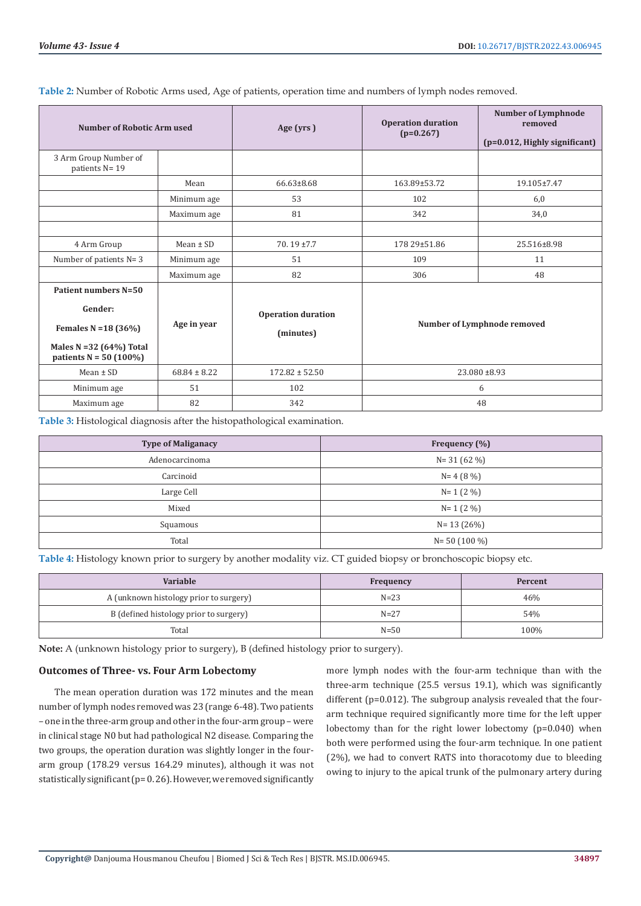**Table 2:** Number of Robotic Arms used, Age of patients, operation time and numbers of lymph nodes removed.

| Number of Robotic Arm used | | Age (yrs ) | Operation duration (p=0.267) | Number of Lymphnode removed (p=0.012, Highly significant) |
|---|---|---|---|---|
| 3 Arm Group Number of patients N= 19 | | | | |
| | Mean | 66.63±8.68 | 163.89±53.72 | 19.105±7.47 |
| | Minimum age | 53 | 102 | 6,0 |
| | Maximum age | 81 | 342 | 34,0 |
| | | | | |
| 4 Arm Group | Mean ± SD | 70. 19 ±7.7 | 178 29±51.86 | 25.516±8.98 |
| Number of patients N= 3 | Minimum age | 51 | 109 | 11 |
| | Maximum age | 82 | 306 | 48 |
| **Patient numbers N=50** **Gender:** **Females N =18 (36%)** **Males N =32 (64%) Total patients N = 50 (100%)** | **Age in year** | **Operation duration (minutes)** | **Number of Lymphnode removed** | |
| Mean ± SD | 68.84 ± 8.22 | 172.82 ± 52.50 | 23.080 ±8.93 | |
| Minimum age | 51 | 102 | 6 | |
| Maximum age | 82 | 342 | 48 | |

**Table 3:** Histological diagnosis after the histopathological examination.

| Type of Maliganacy | Frequency (%) |
|---|---|
| Adenocarcinoma | N= 31 (62 %) |
| Carcinoid | N= 4 (8 %) |
| Large Cell | N= 1 (2 %) |
| Mixed | N= 1 (2 %) |
| Squamous | N= 13 (26%) |
| Total | N= 50 (100 %) |

**Table 4:** Histology known prior to surgery by another modality viz. CT guided biopsy or bronchoscopic biopsy etc.

| Variable | Frequency | Percent |
|---|---|---|
| A (unknown histology prior to surgery) | N=23 | 46% |
| B (defined histology prior to surgery) | N=27 | 54% |
| Total | N=50 | 100% |

**Note:** A (unknown histology prior to surgery), B (defined histology prior to surgery).

### Outcomes of Three- vs. Four Arm Lobectomy

The mean operation duration was 172 minutes and the mean number of lymph nodes removed was 23 (range 6-48). Two patients – one in the three-arm group and other in the four-arm group – were in clinical stage N0 but had pathological N2 disease. Comparing the two groups, the operation duration was slightly longer in the four-arm group (178.29 versus 164.29 minutes), although it was not statistically significant (p= 0.26). However, we removed significantly more lymph nodes with the four-arm technique than with the three-arm technique (25.5 versus 19.1), which was significantly different (p=0.012). The subgroup analysis revealed that the four-arm technique required significantly more time for the left upper lobectomy than for the right lower lobectomy (p=0.040) when both were performed using the four-arm technique. In one patient (2%), we had to convert RATS into thoracotomy due to bleeding owing to injury to the apical trunk of the pulmonary artery during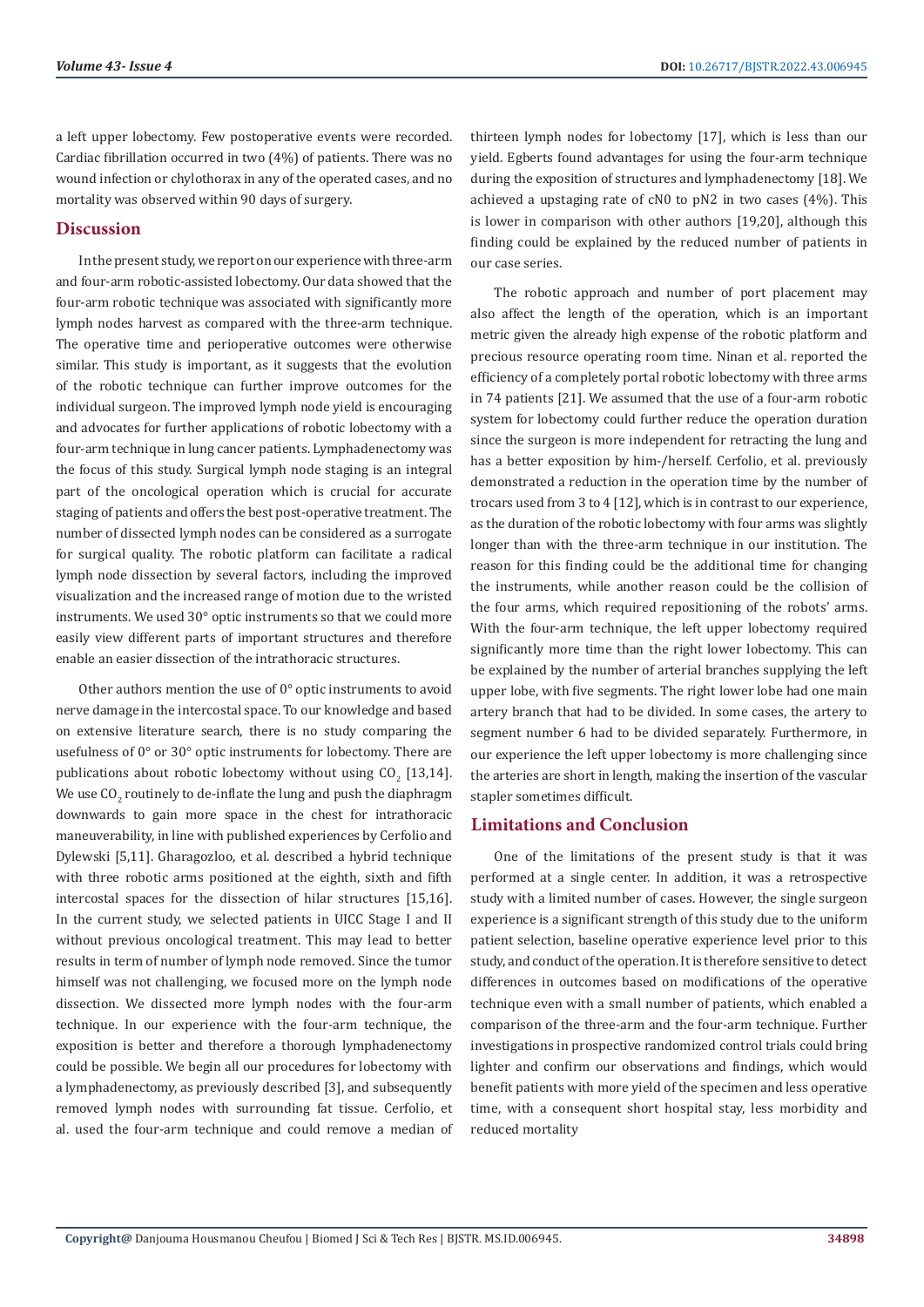a left upper lobectomy. Few postoperative events were recorded. Cardiac fibrillation occurred in two (4%) of patients. There was no wound infection or chylothorax in any of the operated cases, and no mortality was observed within 90 days of surgery.

## Discussion

In the present study, we report on our experience with three-arm and four-arm robotic-assisted lobectomy. Our data showed that the four-arm robotic technique was associated with significantly more lymph nodes harvest as compared with the three-arm technique. The operative time and perioperative outcomes were otherwise similar. This study is important, as it suggests that the evolution of the robotic technique can further improve outcomes for the individual surgeon. The improved lymph node yield is encouraging and advocates for further applications of robotic lobectomy with a four-arm technique in lung cancer patients. Lymphadenectomy was the focus of this study. Surgical lymph node staging is an integral part of the oncological operation which is crucial for accurate staging of patients and offers the best post-operative treatment. The number of dissected lymph nodes can be considered as a surrogate for surgical quality. The robotic platform can facilitate a radical lymph node dissection by several factors, including the improved visualization and the increased range of motion due to the wristed instruments. We used 30° optic instruments so that we could more easily view different parts of important structures and therefore enable an easier dissection of the intrathoracic structures.

Other authors mention the use of 0° optic instruments to avoid nerve damage in the intercostal space. To our knowledge and based on extensive literature search, there is no study comparing the usefulness of 0° or 30° optic instruments for lobectomy. There are publications about robotic lobectomy without using $CO_2$ [13,14]. We use $CO_2$ routinely to de-inflate the lung and push the diaphragm downwards to gain more space in the chest for intrathoracic maneuverability, in line with published experiences by Cerfolio and Dylewski [5,11]. Gharagozloo, et al. described a hybrid technique with three robotic arms positioned at the eighth, sixth and fifth intercostal spaces for the dissection of hilar structures [15,16]. In the current study, we selected patients in UICC Stage I and II without previous oncological treatment. This may lead to better results in term of number of lymph node removed. Since the tumor himself was not challenging, we focused more on the lymph node dissection. We dissected more lymph nodes with the four-arm technique. In our experience with the four-arm technique, the exposition is better and therefore a thorough lymphadenectomy could be possible. We begin all our procedures for lobectomy with a lymphadenectomy, as previously described [3], and subsequently removed lymph nodes with surrounding fat tissue. Cerfolio, et al. used the four-arm technique and could remove a median of thirteen lymph nodes for lobectomy [17], which is less than our yield. Egberts found advantages for using the four-arm technique during the exposition of structures and lymphadenectomy [18]. We achieved a upstaging rate of cN0 to pN2 in two cases (4%). This is lower in comparison with other authors [19,20], although this finding could be explained by the reduced number of patients in our case series.

The robotic approach and number of port placement may also affect the length of the operation, which is an important metric given the already high expense of the robotic platform and precious resource operating room time. Ninan et al. reported the efficiency of a completely portal robotic lobectomy with three arms in 74 patients [21]. We assumed that the use of a four-arm robotic system for lobectomy could further reduce the operation duration since the surgeon is more independent for retracting the lung and has a better exposition by him-/herself. Cerfolio, et al. previously demonstrated a reduction in the operation time by the number of trocars used from 3 to 4 [12], which is in contrast to our experience, as the duration of the robotic lobectomy with four arms was slightly longer than with the three-arm technique in our institution. The reason for this finding could be the additional time for changing the instruments, while another reason could be the collision of the four arms, which required repositioning of the robots' arms. With the four-arm technique, the left upper lobectomy required significantly more time than the right lower lobectomy. This can be explained by the number of arterial branches supplying the left upper lobe, with five segments. The right lower lobe had one main artery branch that had to be divided. In some cases, the artery to segment number 6 had to be divided separately. Furthermore, in our experience the left upper lobectomy is more challenging since the arteries are short in length, making the insertion of the vascular stapler sometimes difficult.

## Limitations and Conclusion

One of the limitations of the present study is that it was performed at a single center. In addition, it was a retrospective study with a limited number of cases. However, the single surgeon experience is a significant strength of this study due to the uniform patient selection, baseline operative experience level prior to this study, and conduct of the operation. It is therefore sensitive to detect differences in outcomes based on modifications of the operative technique even with a small number of patients, which enabled a comparison of the three-arm and the four-arm technique. Further investigations in prospective randomized control trials could bring lighter and confirm our observations and findings, which would benefit patients with more yield of the specimen and less operative time, with a consequent short hospital stay, less morbidity and reduced mortality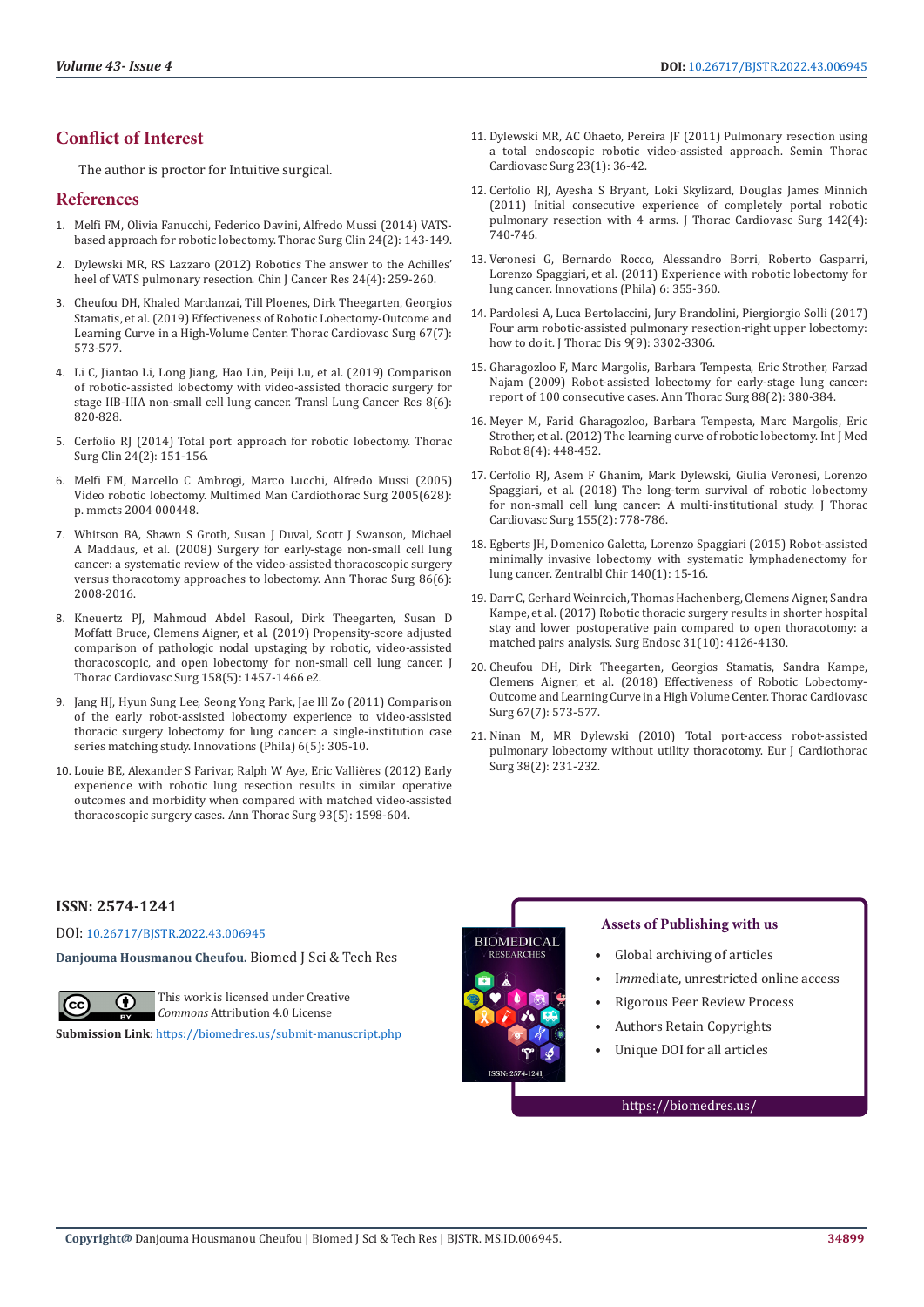## Conflict of Interest

The author is proctor for Intuitive surgical.

## References

1. Melfi FM, Olivia Fanucchi, Federico Davini, Alfredo Mussi (2014) VATS-based approach for robotic lobectomy. Thorac Surg Clin 24(2): 143-149.
2. Dylewski MR, RS Lazzaro (2012) Robotics The answer to the Achilles' heel of VATS pulmonary resection. Chin J Cancer Res 24(4): 259-260.
3. Cheufou DH, Khaled Mardanzai, Till Ploenes, Dirk Theegarten, Georgios Stamatis, et al. (2019) Effectiveness of Robotic Lobectomy-Outcome and Learning Curve in a High-Volume Center. Thorac Cardiovasc Surg 67(7): 573-577.
4. Li C, Jiantao Li, Long Jiang, Hao Lin, Peiji Lu, et al. (2019) Comparison of robotic-assisted lobectomy with video-assisted thoracic surgery for stage IIB-IIIA non-small cell lung cancer. Transl Lung Cancer Res 8(6): 820-828.
5. Cerfolio RJ (2014) Total port approach for robotic lobectomy. Thorac Surg Clin 24(2): 151-156.
6. Melfi FM, Marcello C Ambrogi, Marco Lucchi, Alfredo Mussi (2005) Video robotic lobectomy. Multimed Man Cardiothorac Surg 2005(628): p. mmcts 2004 000448.
7. Whitson BA, Shawn S Groth, Susan J Duval, Scott J Swanson, Michael A Maddaus, et al. (2008) Surgery for early-stage non-small cell lung cancer: a systematic review of the video-assisted thoracoscopic surgery versus thoracotomy approaches to lobectomy. Ann Thorac Surg 86(6): 2008-2016.
8. Kneuertz PJ, Mahmoud Abdel Rasoul, Dirk Theegarten, Susan D Moffatt Bruce, Clemens Aigner, et al. (2019) Propensity-score adjusted comparison of pathologic nodal upstaging by robotic, video-assisted thoracoscopic, and open lobectomy for non-small cell lung cancer. J Thorac Cardiovasc Surg 158(5): 1457-1466 e2.
9. Jang HJ, Hyun Sung Lee, Seong Yong Park, Jae Ill Zo (2011) Comparison of the early robot-assisted lobectomy experience to video-assisted thoracic surgery lobectomy for lung cancer: a single-institution case series matching study. Innovations (Phila) 6(5): 305-10.
10. Louie BE, Alexander S Farivar, Ralph W Aye, Eric Vallières (2012) Early experience with robotic lung resection results in similar operative outcomes and morbidity when compared with matched video-assisted thoracoscopic surgery cases. Ann Thorac Surg 93(5): 1598-604.
11. Dylewski MR, AC Ohaeto, Pereira JF (2011) Pulmonary resection using a total endoscopic robotic video-assisted approach. Semin Thorac Cardiovasc Surg 23(1): 36-42.
12. Cerfolio RJ, Ayesha S Bryant, Loki Skylizard, Douglas James Minnich (2011) Initial consecutive experience of completely portal robotic pulmonary resection with 4 arms. J Thorac Cardiovasc Surg 142(4): 740-746.
13. Veronesi G, Bernardo Rocco, Alessandro Borri, Roberto Gasparri, Lorenzo Spaggiari, et al. (2011) Experience with robotic lobectomy for lung cancer. Innovations (Phila) 6: 355-360.
14. Pardolesi A, Luca Bertolaccini, Jury Brandolini, Piergiorgio Solli (2017) Four arm robotic-assisted pulmonary resection-right upper lobectomy: how to do it. J Thorac Dis 9(9): 3302-3306.
15. Gharagozloo F, Marc Margolis, Barbara Tempesta, Eric Strother, Farzad Najam (2009) Robot-assisted lobectomy for early-stage lung cancer: report of 100 consecutive cases. Ann Thorac Surg 88(2): 380-384.
16. Meyer M, Farid Gharagozloo, Barbara Tempesta, Marc Margolis, Eric Strother, et al. (2012) The learning curve of robotic lobectomy. Int J Med Robot 8(4): 448-452.
17. Cerfolio RJ, Asem F Ghanim, Mark Dylewski, Giulia Veronesi, Lorenzo Spaggiari, et al. (2018) The long-term survival of robotic lobectomy for non-small cell lung cancer: A multi-institutional study. J Thorac Cardiovasc Surg 155(2): 778-786.
18. Egberts JH, Domenico Galetta, Lorenzo Spaggiari (2015) Robot-assisted minimally invasive lobectomy with systematic lymphadenectomy for lung cancer. Zentralbl Chir 140(1): 15-16.
19. Darr C, Gerhard Weinreich, Thomas Hachenberg, Clemens Aigner, Sandra Kampe, et al. (2017) Robotic thoracic surgery results in shorter hospital stay and lower postoperative pain compared to open thoracotomy: a matched pairs analysis. Surg Endosc 31(10): 4126-4130.
20. Cheufou DH, Dirk Theegarten, Georgios Stamatis, Sandra Kampe, Clemens Aigner, et al. (2018) Effectiveness of Robotic Lobectomy-Outcome and Learning Curve in a High Volume Center. Thorac Cardiovasc Surg 67(7): 573-577.
21. Ninan M, MR Dylewski (2010) Total port-access robot-assisted pulmonary lobectomy without utility thoracotomy. Eur J Cardiothorac Surg 38(2): 231-232.

**ISSN: 2574-1241**

DOI: 10.26717/BJSTR.2022.43.006945

**Danjouma Housmanou Cheufou.** Biomed J Sci & Tech Res

This work is licensed under Creative *Commons* Attribution 4.0 License

**Submission Link**: https://biomedres.us/submit-manuscript.php

**Assets of Publishing with us**

- Global archiving of articles
- Immediate, unrestricted online access
- Rigorous Peer Review Process
- Authors Retain Copyrights
- Unique DOI for all articles

https://biomedres.us/